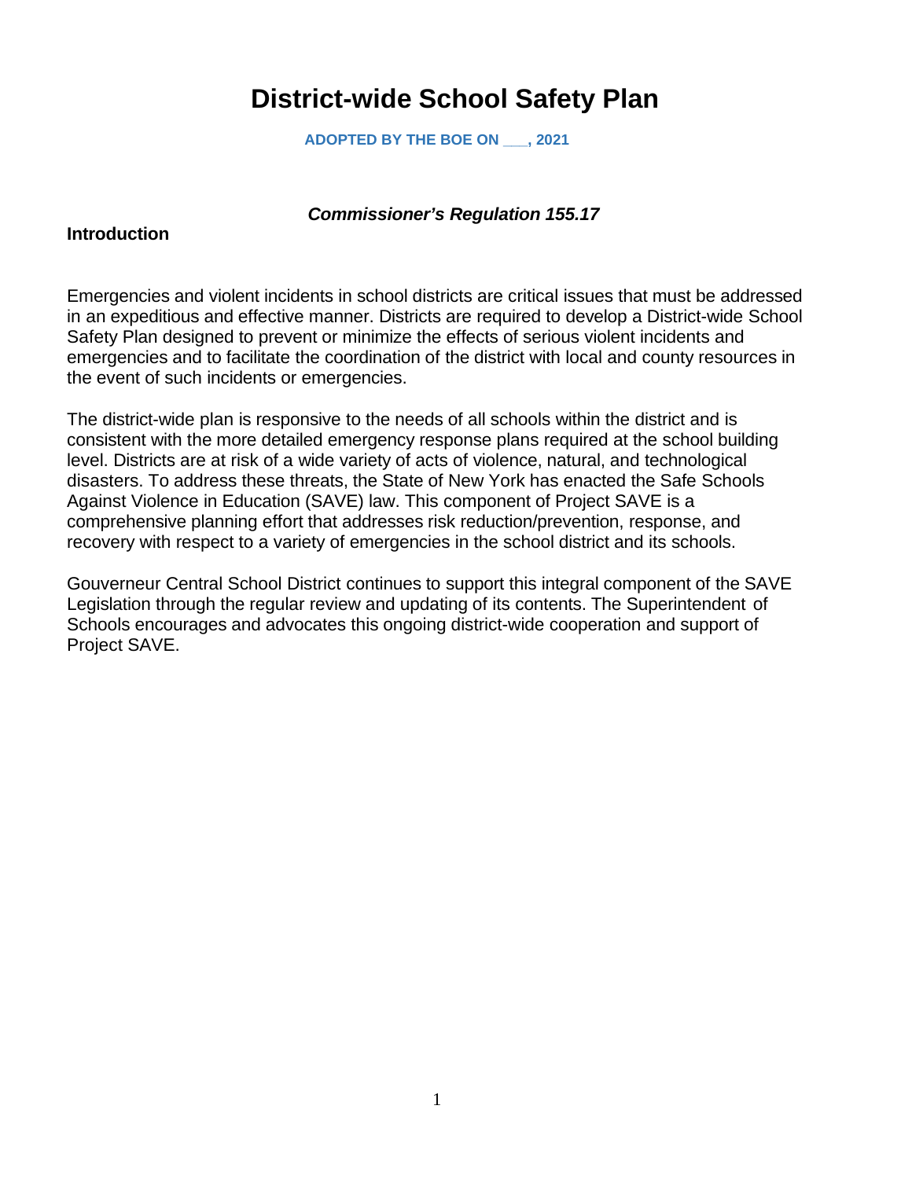# District-wide School Safety Plan

**ADOPTED BY THE BOE ON ___, 2021**

***Commissioner's Regulation 155.17***

**Introduction**

Emergencies and violent incidents in school districts are critical issues that must be addressed in an expeditious and effective manner. Districts are required to develop a District-wide School Safety Plan designed to prevent or minimize the effects of serious violent incidents and emergencies and to facilitate the coordination of the district with local and county resources in the event of such incidents or emergencies.

The district-wide plan is responsive to the needs of all schools within the district and is consistent with the more detailed emergency response plans required at the school building level. Districts are at risk of a wide variety of acts of violence, natural, and technological disasters. To address these threats, the State of New York has enacted the Safe Schools Against Violence in Education (SAVE) law. This component of Project SAVE is a comprehensive planning effort that addresses risk reduction/prevention, response, and recovery with respect to a variety of emergencies in the school district and its schools.

Gouverneur Central School District continues to support this integral component of the SAVE Legislation through the regular review and updating of its contents. The Superintendent of Schools encourages and advocates this ongoing district-wide cooperation and support of Project SAVE.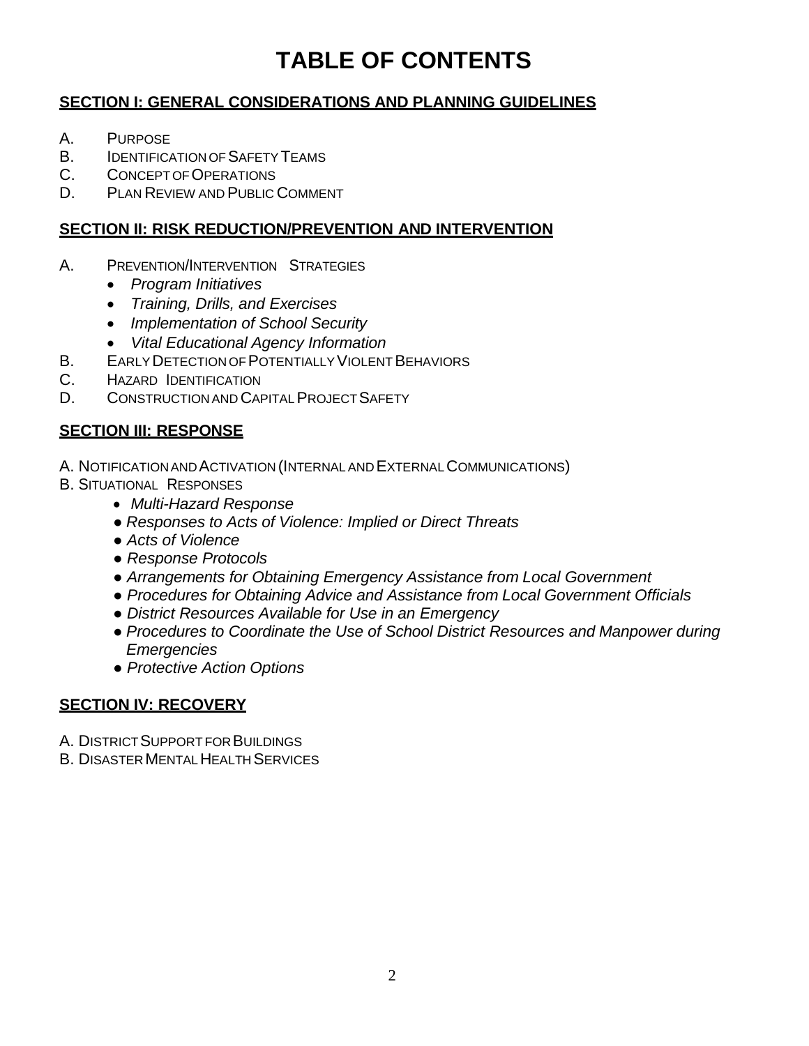# TABLE OF CONTENTS

## SECTION I: GENERAL CONSIDERATIONS AND PLANNING GUIDELINES

A. Purpose
B. Identification of Safety Teams
C. Concept of Operations
D. Plan Review and Public Comment

## SECTION II: RISK REDUCTION/PREVENTION AND INTERVENTION

A. Prevention/Intervention Strategies
- *Program Initiatives*
- *Training, Drills, and Exercises*
- *Implementation of School Security*
- *Vital Educational Agency Information*

B. Early Detection of Potentially Violent Behaviors
C. Hazard Identification
D. Construction and Capital Project Safety

## SECTION III: RESPONSE

A. Notification and Activation (Internal and External Communications)
B. Situational Responses
- *Multi-Hazard Response*
- *Responses to Acts of Violence: Implied or Direct Threats*
- *Acts of Violence*
- *Response Protocols*
- *Arrangements for Obtaining Emergency Assistance from Local Government*
- *Procedures for Obtaining Advice and Assistance from Local Government Officials*
- *District Resources Available for Use in an Emergency*
- *Procedures to Coordinate the Use of School District Resources and Manpower during Emergencies*
- *Protective Action Options*

## SECTION IV: RECOVERY

A. District Support for Buildings
B. Disaster Mental Health Services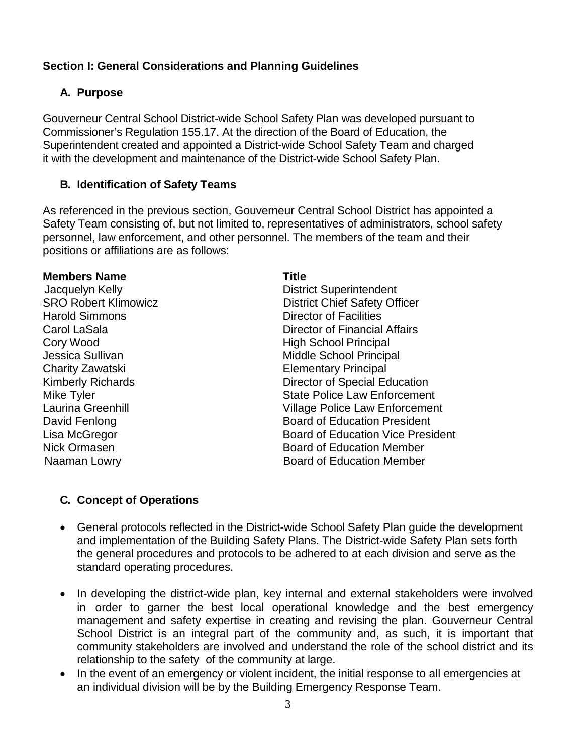## Section I: General Considerations and Planning Guidelines

### A. Purpose

Gouverneur Central School District-wide School Safety Plan was developed pursuant to Commissioner's Regulation 155.17. At the direction of the Board of Education, the Superintendent created and appointed a District-wide School Safety Team and charged it with the development and maintenance of the District-wide School Safety Plan.

### B. Identification of Safety Teams

As referenced in the previous section, Gouverneur Central School District has appointed a Safety Team consisting of, but not limited to, representatives of administrators, school safety personnel, law enforcement, and other personnel. The members of the team and their positions or affiliations are as follows:

| Members Name | Title |
|---|---|
| Jacquelyn Kelly | District Superintendent |
| SRO Robert Klimowicz | District Chief Safety Officer |
| Harold Simmons | Director of Facilities |
| Carol LaSala | Director of Financial Affairs |
| Cory Wood | High School Principal |
| Jessica Sullivan | Middle School Principal |
| Charity Zawatski | Elementary Principal |
| Kimberly Richards | Director of Special Education |
| Mike Tyler | State Police Law Enforcement |
| Laurina Greenhill | Village Police Law Enforcement |
| David Fenlong | Board of Education President |
| Lisa McGregor | Board of Education Vice President |
| Nick Ormasen | Board of Education Member |
| Naaman Lowry | Board of Education Member |

### C. Concept of Operations

- General protocols reflected in the District-wide School Safety Plan guide the development and implementation of the Building Safety Plans. The District-wide Safety Plan sets forth the general procedures and protocols to be adhered to at each division and serve as the standard operating procedures.
- In developing the district-wide plan, key internal and external stakeholders were involved in order to garner the best local operational knowledge and the best emergency management and safety expertise in creating and revising the plan. Gouverneur Central School District is an integral part of the community and, as such, it is important that community stakeholders are involved and understand the role of the school district and its relationship to the safety of the community at large.
- In the event of an emergency or violent incident, the initial response to all emergencies at an individual division will be by the Building Emergency Response Team.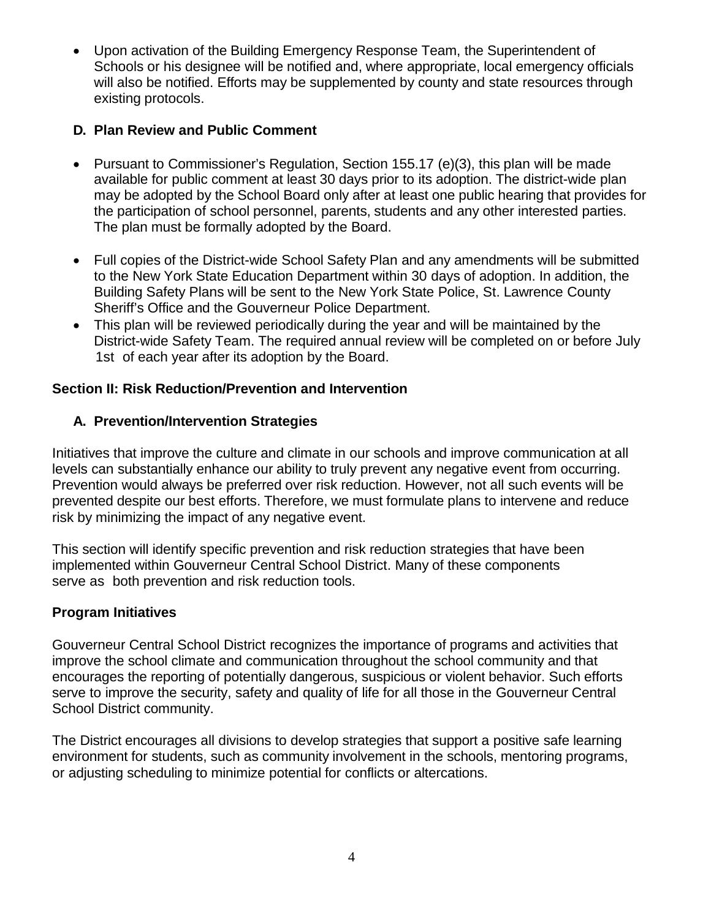- Upon activation of the Building Emergency Response Team, the Superintendent of Schools or his designee will be notified and, where appropriate, local emergency officials will also be notified. Efforts may be supplemented by county and state resources through existing protocols.

### D. Plan Review and Public Comment

- Pursuant to Commissioner's Regulation, Section 155.17 (e)(3), this plan will be made available for public comment at least 30 days prior to its adoption. The district-wide plan may be adopted by the School Board only after at least one public hearing that provides for the participation of school personnel, parents, students and any other interested parties. The plan must be formally adopted by the Board.

- Full copies of the District-wide School Safety Plan and any amendments will be submitted to the New York State Education Department within 30 days of adoption. In addition, the Building Safety Plans will be sent to the New York State Police, St. Lawrence County Sheriff's Office and the Gouverneur Police Department.
- This plan will be reviewed periodically during the year and will be maintained by the District-wide Safety Team. The required annual review will be completed on or before July 1st of each year after its adoption by the Board.

## Section II: Risk Reduction/Prevention and Intervention

### A. Prevention/Intervention Strategies

Initiatives that improve the culture and climate in our schools and improve communication at all levels can substantially enhance our ability to truly prevent any negative event from occurring. Prevention would always be preferred over risk reduction. However, not all such events will be prevented despite our best efforts. Therefore, we must formulate plans to intervene and reduce risk by minimizing the impact of any negative event.

This section will identify specific prevention and risk reduction strategies that have been implemented within Gouverneur Central School District. Many of these components serve as both prevention and risk reduction tools.

### Program Initiatives

Gouverneur Central School District recognizes the importance of programs and activities that improve the school climate and communication throughout the school community and that encourages the reporting of potentially dangerous, suspicious or violent behavior. Such efforts serve to improve the security, safety and quality of life for all those in the Gouverneur Central School District community.

The District encourages all divisions to develop strategies that support a positive safe learning environment for students, such as community involvement in the schools, mentoring programs, or adjusting scheduling to minimize potential for conflicts or altercations.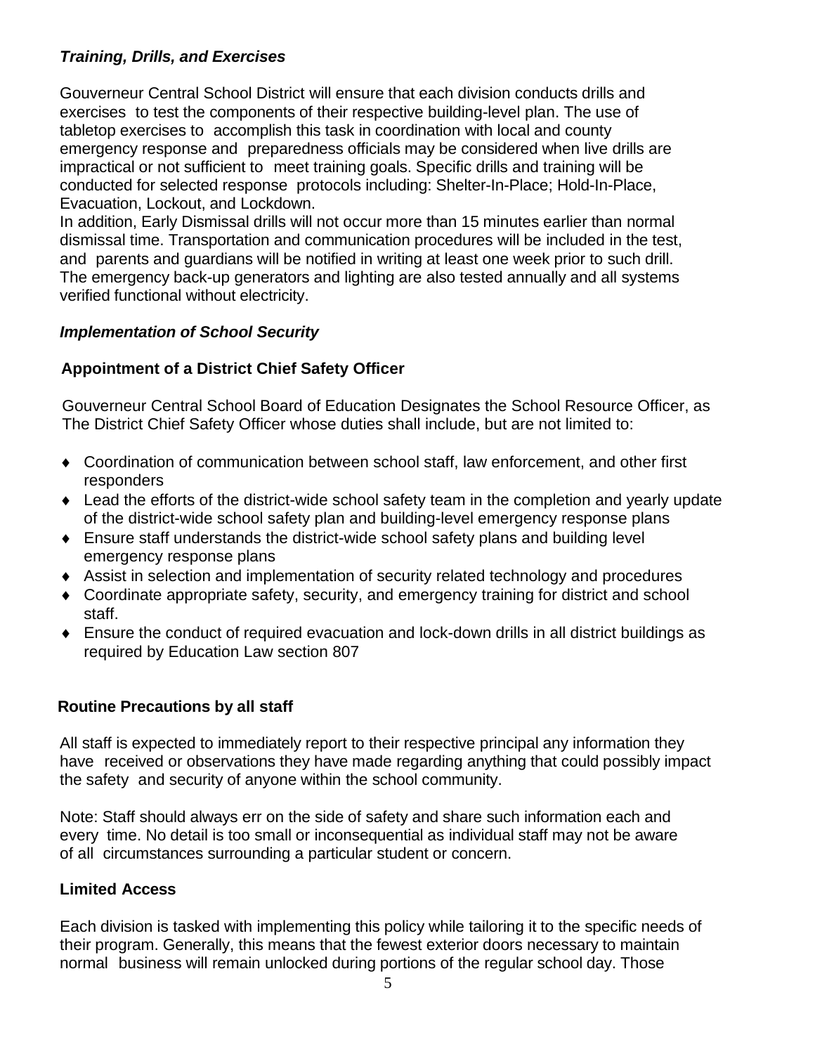### *Training, Drills, and Exercises*

Gouverneur Central School District will ensure that each division conducts drills and exercises to test the components of their respective building-level plan. The use of tabletop exercises to accomplish this task in coordination with local and county emergency response and preparedness officials may be considered when live drills are impractical or not sufficient to meet training goals. Specific drills and training will be conducted for selected response protocols including: Shelter-In-Place; Hold-In-Place, Evacuation, Lockout, and Lockdown.
In addition, Early Dismissal drills will not occur more than 15 minutes earlier than normal dismissal time. Transportation and communication procedures will be included in the test, and parents and guardians will be notified in writing at least one week prior to such drill. The emergency back-up generators and lighting are also tested annually and all systems verified functional without electricity.

### *Implementation of School Security*

**Appointment of a District Chief Safety Officer**

Gouverneur Central School Board of Education Designates the School Resource Officer, as The District Chief Safety Officer whose duties shall include, but are not limited to:

- Coordination of communication between school staff, law enforcement, and other first responders
- Lead the efforts of the district-wide school safety team in the completion and yearly update of the district-wide school safety plan and building-level emergency response plans
- Ensure staff understands the district-wide school safety plans and building level emergency response plans
- Assist in selection and implementation of security related technology and procedures
- Coordinate appropriate safety, security, and emergency training for district and school staff.
- Ensure the conduct of required evacuation and lock-down drills in all district buildings as required by Education Law section 807

**Routine Precautions by all staff**

All staff is expected to immediately report to their respective principal any information they have received or observations they have made regarding anything that could possibly impact the safety and security of anyone within the school community.

Note: Staff should always err on the side of safety and share such information each and every time. No detail is too small or inconsequential as individual staff may not be aware of all circumstances surrounding a particular student or concern.

**Limited Access**

Each division is tasked with implementing this policy while tailoring it to the specific needs of their program. Generally, this means that the fewest exterior doors necessary to maintain normal business will remain unlocked during portions of the regular school day. Those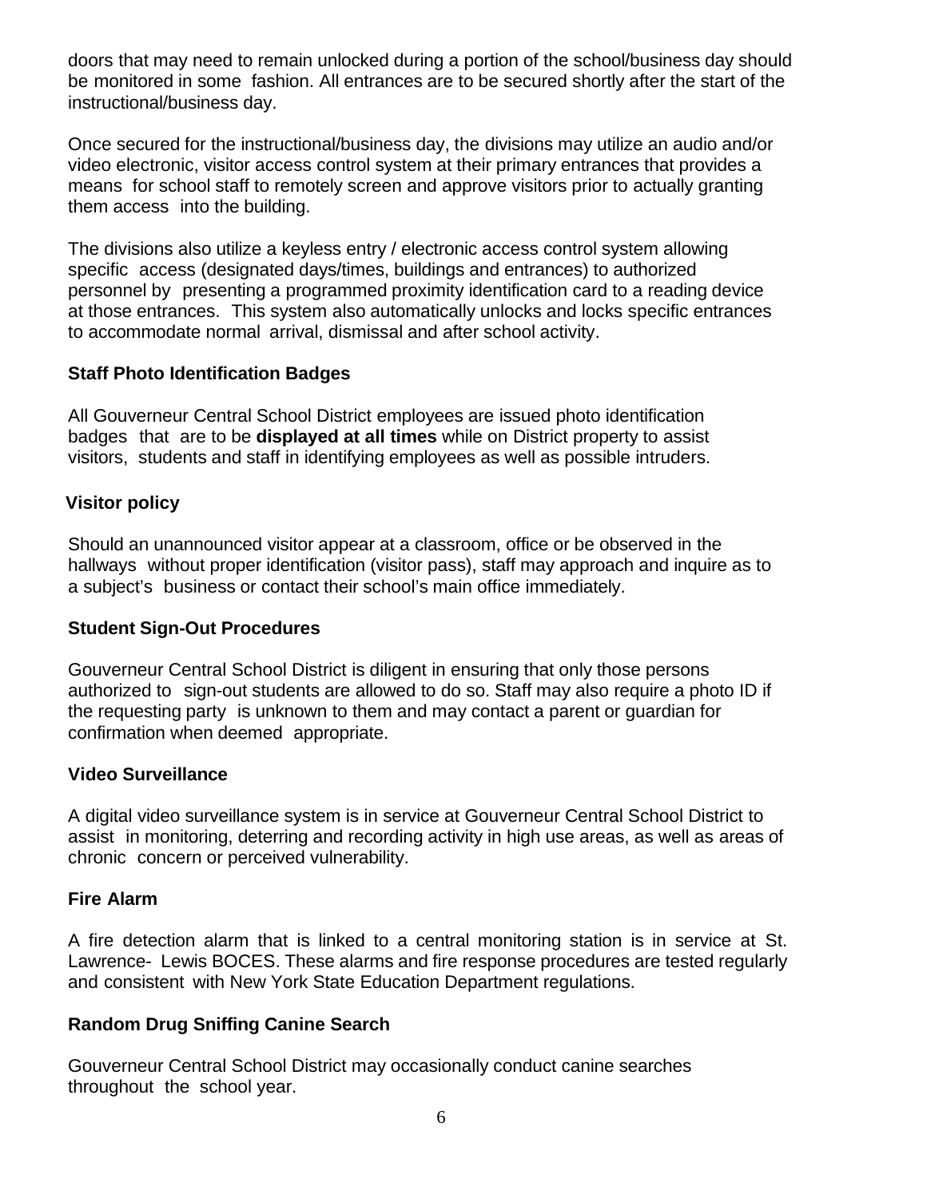doors that may need to remain unlocked during a portion of the school/business day should be monitored in some fashion. All entrances are to be secured shortly after the start of the instructional/business day.

Once secured for the instructional/business day, the divisions may utilize an audio and/or video electronic, visitor access control system at their primary entrances that provides a means for school staff to remotely screen and approve visitors prior to actually granting them access into the building.

The divisions also utilize a keyless entry / electronic access control system allowing specific access (designated days/times, buildings and entrances) to authorized personnel by presenting a programmed proximity identification card to a reading device at those entrances. This system also automatically unlocks and locks specific entrances to accommodate normal arrival, dismissal and after school activity.

**Staff Photo Identification Badges**

All Gouverneur Central School District employees are issued photo identification badges that are to be **displayed at all times** while on District property to assist visitors, students and staff in identifying employees as well as possible intruders.

**Visitor policy**

Should an unannounced visitor appear at a classroom, office or be observed in the hallways without proper identification (visitor pass), staff may approach and inquire as to a subject's business or contact their school's main office immediately.

**Student Sign-Out Procedures**

Gouverneur Central School District is diligent in ensuring that only those persons authorized to sign-out students are allowed to do so. Staff may also require a photo ID if the requesting party is unknown to them and may contact a parent or guardian for confirmation when deemed appropriate.

**Video Surveillance**

A digital video surveillance system is in service at Gouverneur Central School District to assist in monitoring, deterring and recording activity in high use areas, as well as areas of chronic concern or perceived vulnerability.

**Fire Alarm**

A fire detection alarm that is linked to a central monitoring station is in service at St. Lawrence- Lewis BOCES. These alarms and fire response procedures are tested regularly and consistent with New York State Education Department regulations.

**Random Drug Sniffing Canine Search**

Gouverneur Central School District may occasionally conduct canine searches throughout the school year.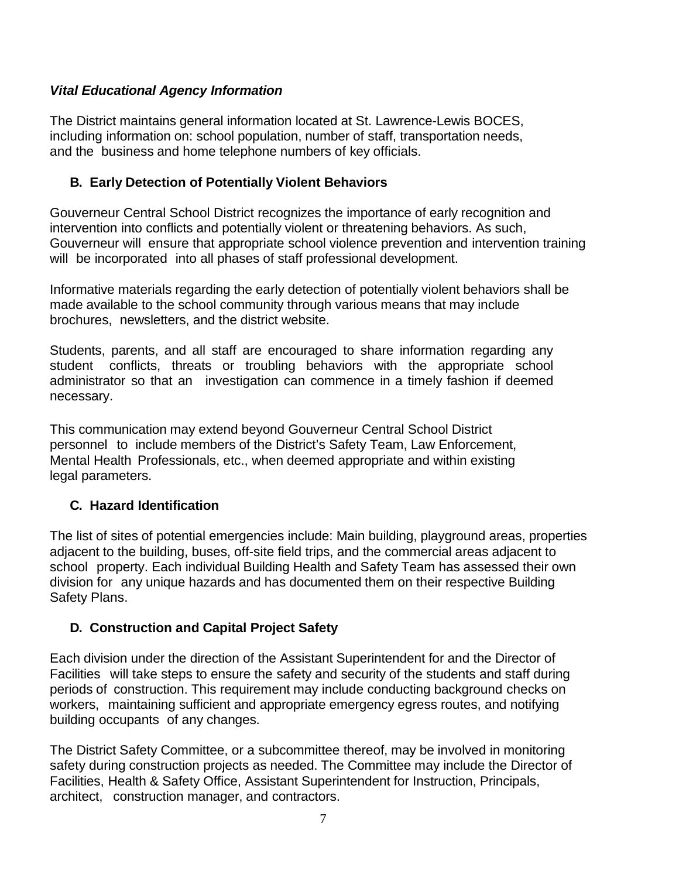### *Vital Educational Agency Information*

The District maintains general information located at St. Lawrence-Lewis BOCES, including information on: school population, number of staff, transportation needs, and the business and home telephone numbers of key officials.

## B. Early Detection of Potentially Violent Behaviors

Gouverneur Central School District recognizes the importance of early recognition and intervention into conflicts and potentially violent or threatening behaviors. As such, Gouverneur will ensure that appropriate school violence prevention and intervention training will be incorporated into all phases of staff professional development.

Informative materials regarding the early detection of potentially violent behaviors shall be made available to the school community through various means that may include brochures, newsletters, and the district website.

Students, parents, and all staff are encouraged to share information regarding any student conflicts, threats or troubling behaviors with the appropriate school administrator so that an investigation can commence in a timely fashion if deemed necessary.

This communication may extend beyond Gouverneur Central School District personnel to include members of the District's Safety Team, Law Enforcement, Mental Health Professionals, etc., when deemed appropriate and within existing legal parameters.

## C. Hazard Identification

The list of sites of potential emergencies include: Main building, playground areas, properties adjacent to the building, buses, off-site field trips, and the commercial areas adjacent to school property. Each individual Building Health and Safety Team has assessed their own division for any unique hazards and has documented them on their respective Building Safety Plans.

## D. Construction and Capital Project Safety

Each division under the direction of the Assistant Superintendent for and the Director of Facilities will take steps to ensure the safety and security of the students and staff during periods of construction. This requirement may include conducting background checks on workers, maintaining sufficient and appropriate emergency egress routes, and notifying building occupants of any changes.

The District Safety Committee, or a subcommittee thereof, may be involved in monitoring safety during construction projects as needed. The Committee may include the Director of Facilities, Health & Safety Office, Assistant Superintendent for Instruction, Principals, architect, construction manager, and contractors.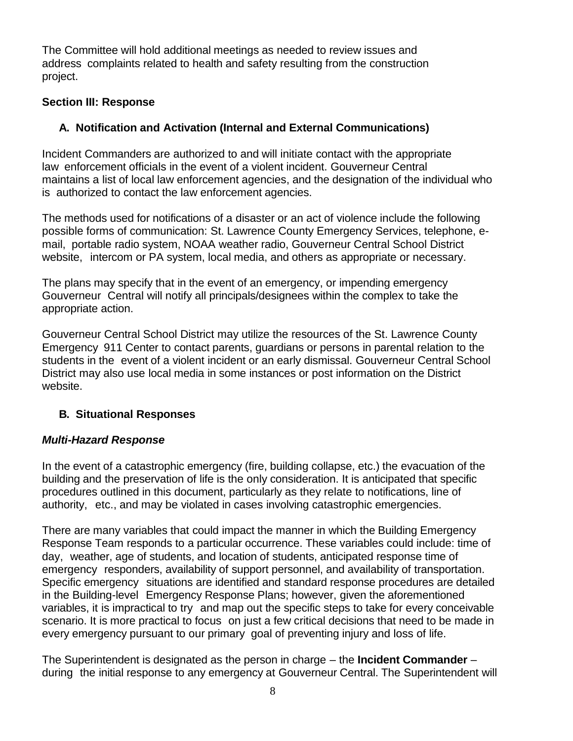The Committee will hold additional meetings as needed to review issues and address complaints related to health and safety resulting from the construction project.

**Section III: Response**

## A. Notification and Activation (Internal and External Communications)

Incident Commanders are authorized to and will initiate contact with the appropriate law enforcement officials in the event of a violent incident. Gouverneur Central maintains a list of local law enforcement agencies, and the designation of the individual who is authorized to contact the law enforcement agencies.

The methods used for notifications of a disaster or an act of violence include the following possible forms of communication: St. Lawrence County Emergency Services, telephone, e-mail, portable radio system, NOAA weather radio, Gouverneur Central School District website, intercom or PA system, local media, and others as appropriate or necessary.

The plans may specify that in the event of an emergency, or impending emergency Gouverneur Central will notify all principals/designees within the complex to take the appropriate action.

Gouverneur Central School District may utilize the resources of the St. Lawrence County Emergency 911 Center to contact parents, guardians or persons in parental relation to the students in the event of a violent incident or an early dismissal. Gouverneur Central School District may also use local media in some instances or post information on the District website.

## B. Situational Responses

***Multi-Hazard Response***

In the event of a catastrophic emergency (fire, building collapse, etc.) the evacuation of the building and the preservation of life is the only consideration. It is anticipated that specific procedures outlined in this document, particularly as they relate to notifications, line of authority, etc., and may be violated in cases involving catastrophic emergencies.

There are many variables that could impact the manner in which the Building Emergency Response Team responds to a particular occurrence. These variables could include: time of day, weather, age of students, and location of students, anticipated response time of emergency responders, availability of support personnel, and availability of transportation. Specific emergency situations are identified and standard response procedures are detailed in the Building-level Emergency Response Plans; however, given the aforementioned variables, it is impractical to try and map out the specific steps to take for every conceivable scenario. It is more practical to focus on just a few critical decisions that need to be made in every emergency pursuant to our primary goal of preventing injury and loss of life.

The Superintendent is designated as the person in charge – the **Incident Commander** – during the initial response to any emergency at Gouverneur Central. The Superintendent will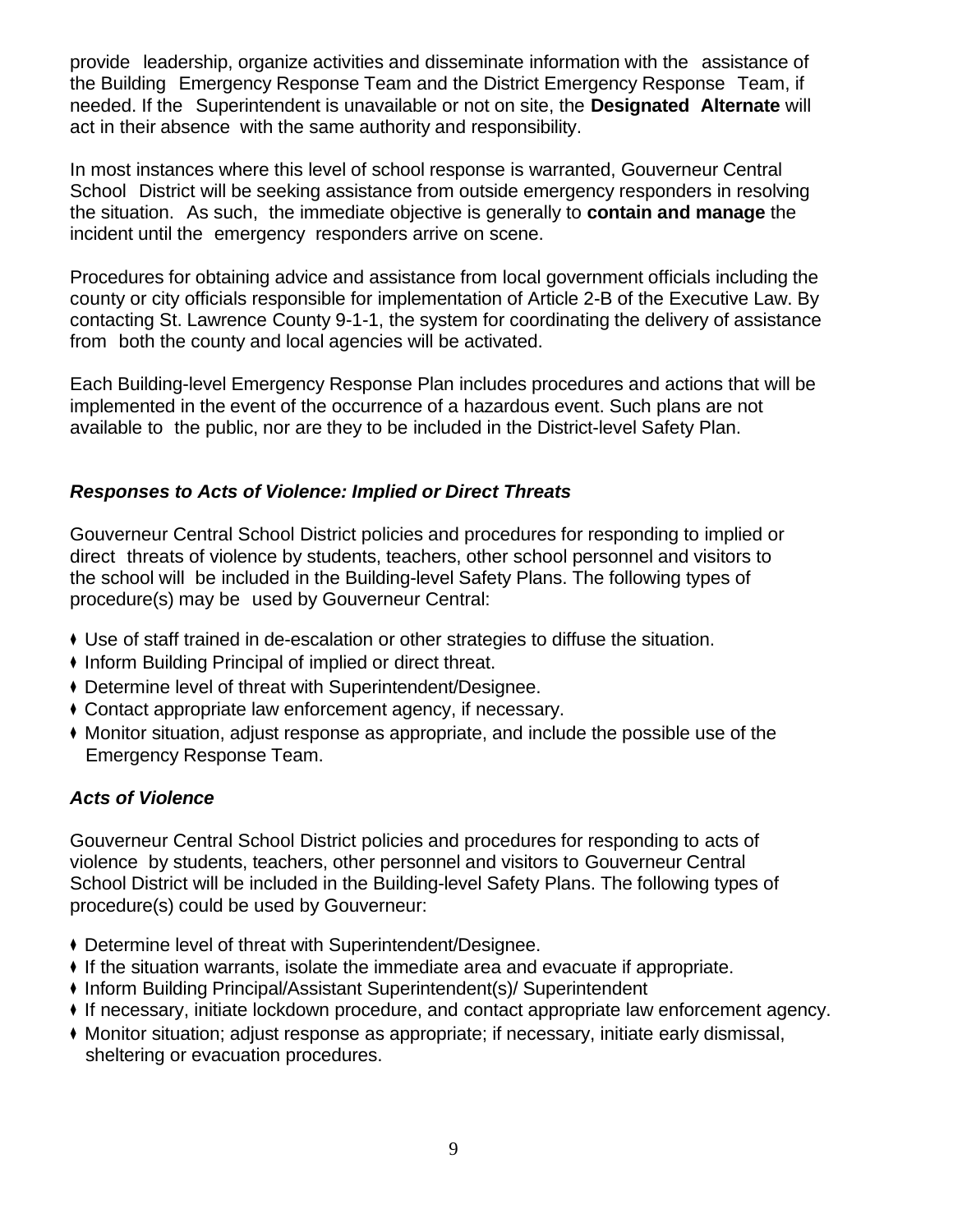provide leadership, organize activities and disseminate information with the assistance of the Building Emergency Response Team and the District Emergency Response Team, if needed. If the Superintendent is unavailable or not on site, the **Designated Alternate** will act in their absence with the same authority and responsibility.

In most instances where this level of school response is warranted, Gouverneur Central School District will be seeking assistance from outside emergency responders in resolving the situation. As such, the immediate objective is generally to **contain and manage** the incident until the emergency responders arrive on scene.

Procedures for obtaining advice and assistance from local government officials including the county or city officials responsible for implementation of Article 2-B of the Executive Law. By contacting St. Lawrence County 9-1-1, the system for coordinating the delivery of assistance from both the county and local agencies will be activated.

Each Building-level Emergency Response Plan includes procedures and actions that will be implemented in the event of the occurrence of a hazardous event. Such plans are not available to the public, nor are they to be included in the District-level Safety Plan.

### ***Responses to Acts of Violence: Implied or Direct Threats***

Gouverneur Central School District policies and procedures for responding to implied or direct threats of violence by students, teachers, other school personnel and visitors to the school will be included in the Building-level Safety Plans. The following types of procedure(s) may be used by Gouverneur Central:

- Use of staff trained in de-escalation or other strategies to diffuse the situation.
- Inform Building Principal of implied or direct threat.
- Determine level of threat with Superintendent/Designee.
- Contact appropriate law enforcement agency, if necessary.
- Monitor situation, adjust response as appropriate, and include the possible use of the Emergency Response Team.

### ***Acts of Violence***

Gouverneur Central School District policies and procedures for responding to acts of violence by students, teachers, other personnel and visitors to Gouverneur Central School District will be included in the Building-level Safety Plans. The following types of procedure(s) could be used by Gouverneur:

- Determine level of threat with Superintendent/Designee.
- If the situation warrants, isolate the immediate area and evacuate if appropriate.
- Inform Building Principal/Assistant Superintendent(s)/ Superintendent
- If necessary, initiate lockdown procedure, and contact appropriate law enforcement agency.
- Monitor situation; adjust response as appropriate; if necessary, initiate early dismissal, sheltering or evacuation procedures.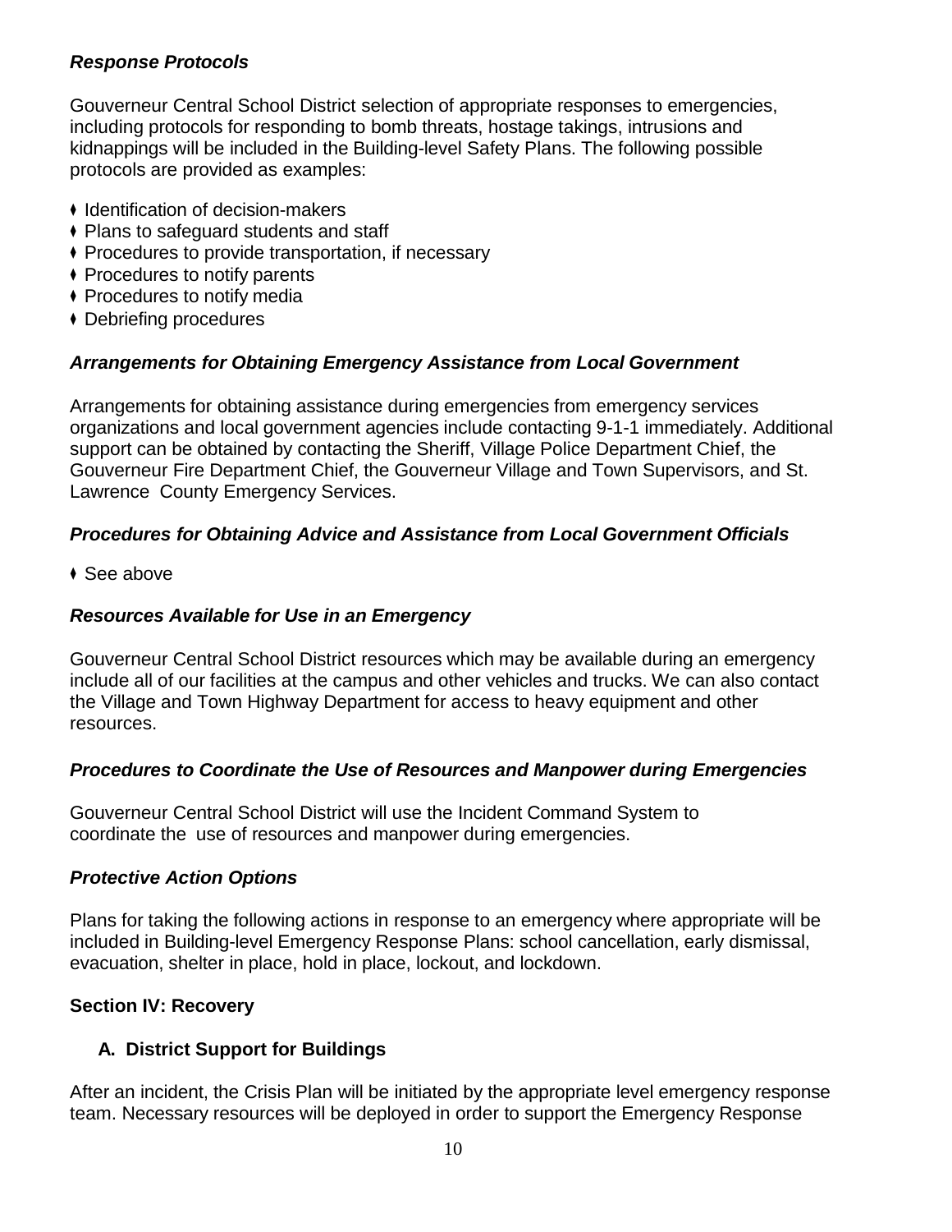### *Response Protocols*

Gouverneur Central School District selection of appropriate responses to emergencies, including protocols for responding to bomb threats, hostage takings, intrusions and kidnappings will be included in the Building-level Safety Plans. The following possible protocols are provided as examples:

- Identification of decision-makers
- Plans to safeguard students and staff
- Procedures to provide transportation, if necessary
- Procedures to notify parents
- Procedures to notify media
- Debriefing procedures

### *Arrangements for Obtaining Emergency Assistance from Local Government*

Arrangements for obtaining assistance during emergencies from emergency services organizations and local government agencies include contacting 9-1-1 immediately. Additional support can be obtained by contacting the Sheriff, Village Police Department Chief, the Gouverneur Fire Department Chief, the Gouverneur Village and Town Supervisors, and St. Lawrence County Emergency Services.

### *Procedures for Obtaining Advice and Assistance from Local Government Officials*

- See above

### *Resources Available for Use in an Emergency*

Gouverneur Central School District resources which may be available during an emergency include all of our facilities at the campus and other vehicles and trucks. We can also contact the Village and Town Highway Department for access to heavy equipment and other resources.

### *Procedures to Coordinate the Use of Resources and Manpower during Emergencies*

Gouverneur Central School District will use the Incident Command System to coordinate the use of resources and manpower during emergencies.

### *Protective Action Options*

Plans for taking the following actions in response to an emergency where appropriate will be included in Building-level Emergency Response Plans: school cancellation, early dismissal, evacuation, shelter in place, hold in place, lockout, and lockdown.

## Section IV: Recovery

### A. District Support for Buildings

After an incident, the Crisis Plan will be initiated by the appropriate level emergency response team. Necessary resources will be deployed in order to support the Emergency Response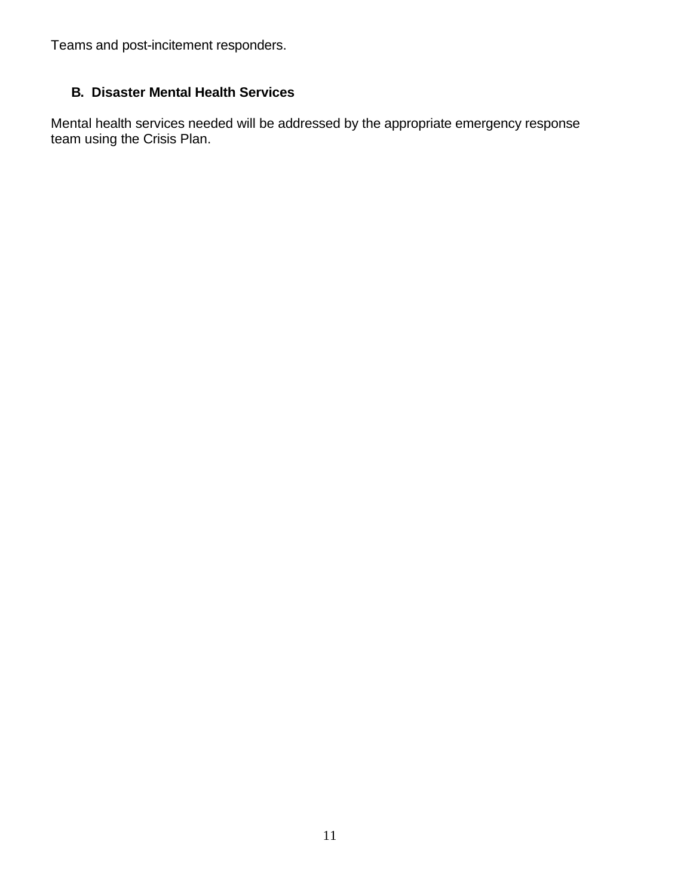Teams and post-incitement responders.

### B. Disaster Mental Health Services

Mental health services needed will be addressed by the appropriate emergency response team using the Crisis Plan.